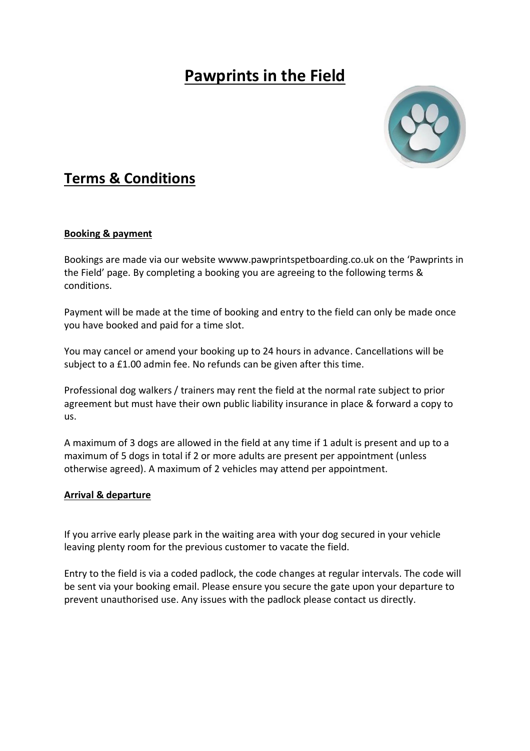# Pawprints in the Field

## Terms & Conditions

**Booking & payment**

Bookings are made via our website wwww.pawprintspetboarding.co.uk on the 'Pawprints in the Field' page. By completing a booking you are agreeing to the following terms & conditions.

Payment will be made at the time of booking and entry to the field can only be made once you have booked and paid for a time slot.

You may cancel or amend your booking up to 24 hours in advance. Cancellations will be subject to a £1.00 admin fee. No refunds can be given after this time.

Professional dog walkers / trainers may rent the field at the normal rate subject to prior agreement but must have their own public liability insurance in place & forward a copy to us.

A maximum of 3 dogs are allowed in the field at any time if 1 adult is present and up to a maximum of 5 dogs in total if 2 or more adults are present per appointment (unless otherwise agreed). A maximum of 2 vehicles may attend per appointment.

**Arrival & departure**

If you arrive early please park in the waiting area with your dog secured in your vehicle leaving plenty room for the previous customer to vacate the field.

Entry to the field is via a coded padlock, the code changes at regular intervals. The code will be sent via your booking email. Please ensure you secure the gate upon your departure to prevent unauthorised use. Any issues with the padlock please contact us directly.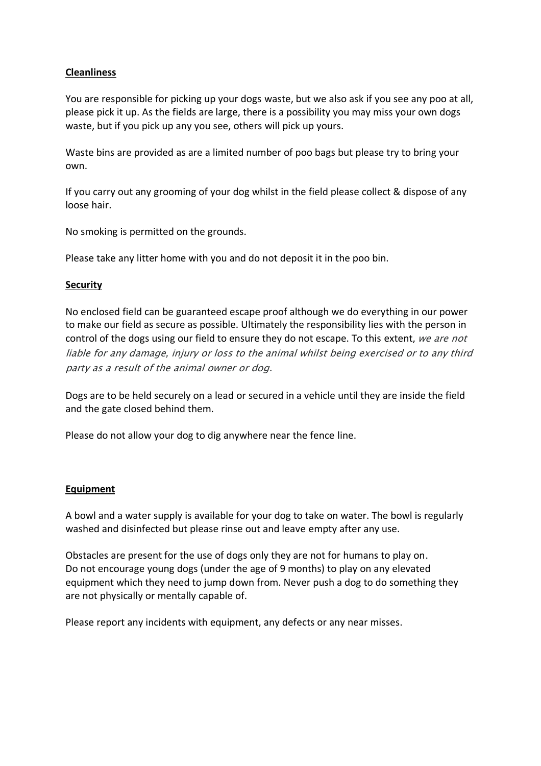**Cleanliness**

You are responsible for picking up your dogs waste, but we also ask if you see any poo at all, please pick it up. As the fields are large, there is a possibility you may miss your own dogs waste, but if you pick up any you see, others will pick up yours.

Waste bins are provided as are a limited number of poo bags but please try to bring your own.

If you carry out any grooming of your dog whilst in the field please collect & dispose of any loose hair.

No smoking is permitted on the grounds.

Please take any litter home with you and do not deposit it in the poo bin.

**Security**

No enclosed field can be guaranteed escape proof although we do everything in our power to make our field as secure as possible. Ultimately the responsibility lies with the person in control of the dogs using our field to ensure they do not escape. To this extent, *we are not liable for any damage, injury or loss to the animal whilst being exercised or to any third party as a result of the animal owner or dog.*

Dogs are to be held securely on a lead or secured in a vehicle until they are inside the field and the gate closed behind them.

Please do not allow your dog to dig anywhere near the fence line.

**Equipment**

A bowl and a water supply is available for your dog to take on water. The bowl is regularly washed and disinfected but please rinse out and leave empty after any use.

Obstacles are present for the use of dogs only they are not for humans to play on.
Do not encourage young dogs (under the age of 9 months) to play on any elevated equipment which they need to jump down from. Never push a dog to do something they are not physically or mentally capable of.

Please report any incidents with equipment, any defects or any near misses.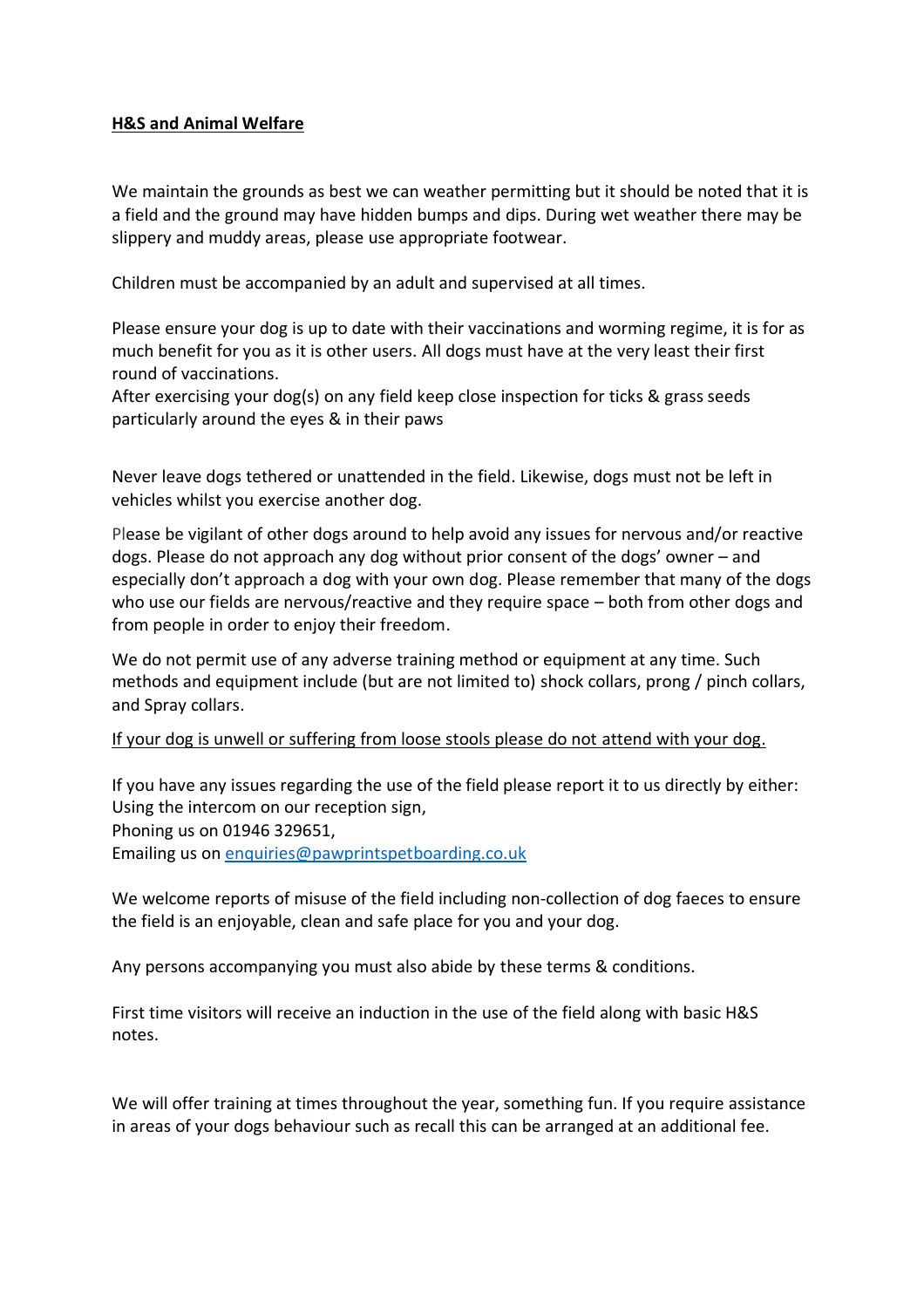<u>**H&S and Animal Welfare**</u>

We maintain the grounds as best we can weather permitting but it should be noted that it is a field and the ground may have hidden bumps and dips. During wet weather there may be slippery and muddy areas, please use appropriate footwear.

Children must be accompanied by an adult and supervised at all times.

Please ensure your dog is up to date with their vaccinations and worming regime, it is for as much benefit for you as it is other users. All dogs must have at the very least their first round of vaccinations.
After exercising your dog(s) on any field keep close inspection for ticks & grass seeds particularly around the eyes & in their paws

Never leave dogs tethered or unattended in the field. Likewise, dogs must not be left in vehicles whilst you exercise another dog.

Please be vigilant of other dogs around to help avoid any issues for nervous and/or reactive dogs. Please do not approach any dog without prior consent of the dogs' owner – and especially don't approach a dog with your own dog. Please remember that many of the dogs who use our fields are nervous/reactive and they require space – both from other dogs and from people in order to enjoy their freedom.

We do not permit use of any adverse training method or equipment at any time. Such methods and equipment include (but are not limited to) shock collars, prong / pinch collars, and Spray collars.

<u>If your dog is unwell or suffering from loose stools please do not attend with your dog.</u>

If you have any issues regarding the use of the field please report it to us directly by either:
Using the intercom on our reception sign,
Phoning us on 01946 329651,
Emailing us on [enquiries@pawprintspetboarding.co.uk](mailto:enquiries@pawprintspetboarding.co.uk)

We welcome reports of misuse of the field including non-collection of dog faeces to ensure the field is an enjoyable, clean and safe place for you and your dog.

Any persons accompanying you must also abide by these terms & conditions.

First time visitors will receive an induction in the use of the field along with basic H&S notes.

We will offer training at times throughout the year, something fun. If you require assistance in areas of your dogs behaviour such as recall this can be arranged at an additional fee.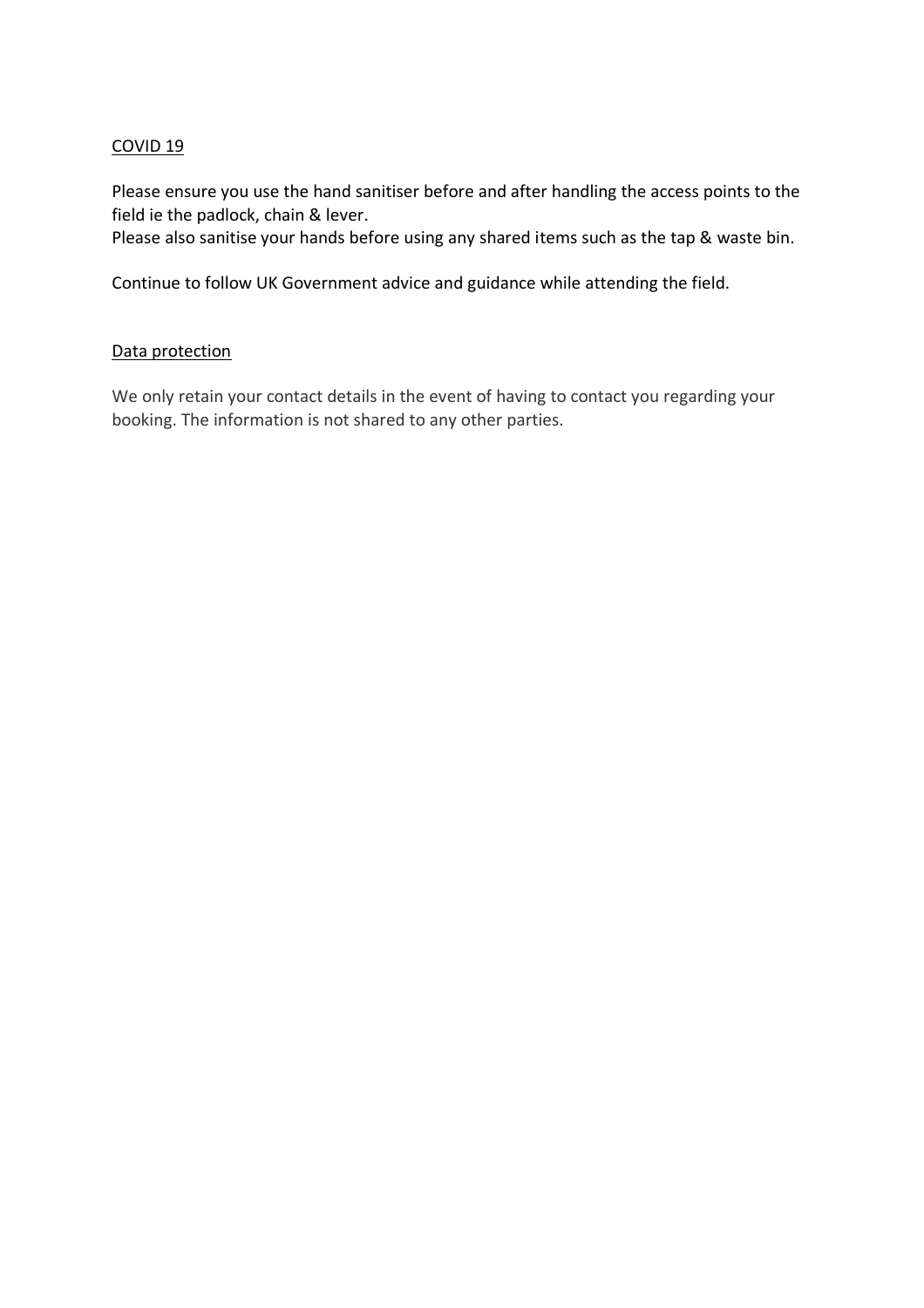## COVID 19

Please ensure you use the hand sanitiser before and after handling the access points to the field ie the padlock, chain & lever.
Please also sanitise your hands before using any shared items such as the tap & waste bin.

Continue to follow UK Government advice and guidance while attending the field.

## Data protection

We only retain your contact details in the event of having to contact you regarding your booking. The information is not shared to any other parties.